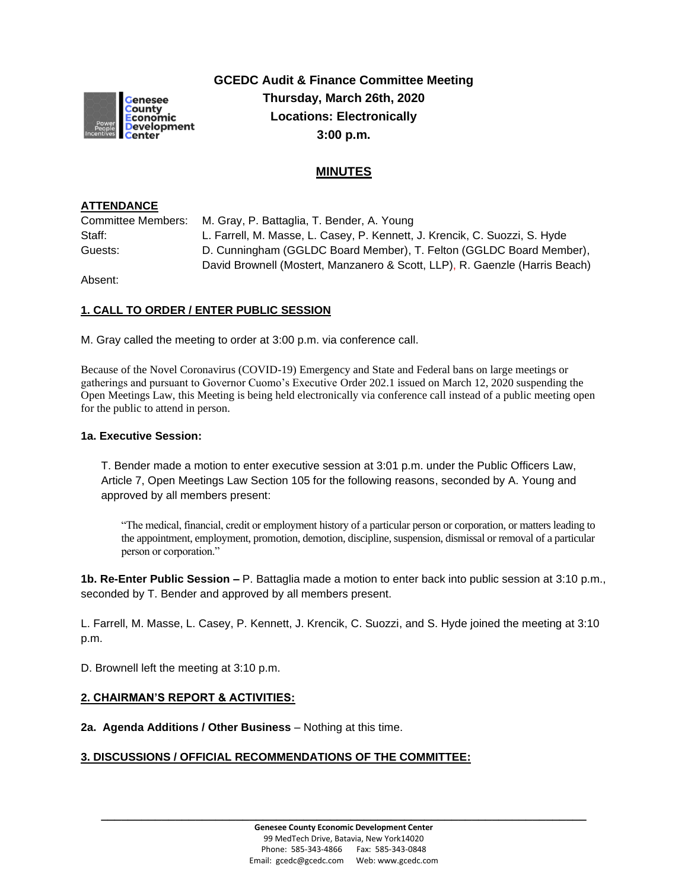# GCEDC Audit & Finance Committee Meeting
**Thursday, March 26th, 2020**
**Locations: Electronically**
**3:00 p.m.**

## MINUTES

**ATTENDANCE**

Committee Members: M. Gray, P. Battaglia, T. Bender, A. Young
Staff: L. Farrell, M. Masse, L. Casey, P. Kennett, J. Krencik, C. Suozzi, S. Hyde
Guests: D. Cunningham (GGLDC Board Member), T. Felton (GGLDC Board Member), David Brownell (Mostert, Manzanero & Scott, LLP), R. Gaenzle (Harris Beach)
Absent:

**1. CALL TO ORDER / ENTER PUBLIC SESSION**

M. Gray called the meeting to order at 3:00 p.m. via conference call.

Because of the Novel Coronavirus (COVID-19) Emergency and State and Federal bans on large meetings or gatherings and pursuant to Governor Cuomo's Executive Order 202.1 issued on March 12, 2020 suspending the Open Meetings Law, this Meeting is being held electronically via conference call instead of a public meeting open for the public to attend in person.

**1a. Executive Session:**

T. Bender made a motion to enter executive session at 3:01 p.m. under the Public Officers Law, Article 7, Open Meetings Law Section 105 for the following reasons, seconded by A. Young and approved by all members present:

> "The medical, financial, credit or employment history of a particular person or corporation, or matters leading to the appointment, employment, promotion, demotion, discipline, suspension, dismissal or removal of a particular person or corporation."

**1b. Re-Enter Public Session –** P. Battaglia made a motion to enter back into public session at 3:10 p.m., seconded by T. Bender and approved by all members present.

L. Farrell, M. Masse, L. Casey, P. Kennett, J. Krencik, C. Suozzi, and S. Hyde joined the meeting at 3:10 p.m.

D. Brownell left the meeting at 3:10 p.m.

**2. CHAIRMAN'S REPORT & ACTIVITIES:**

**2a. Agenda Additions / Other Business** – Nothing at this time.

**3. DISCUSSIONS / OFFICIAL RECOMMENDATIONS OF THE COMMITTEE:**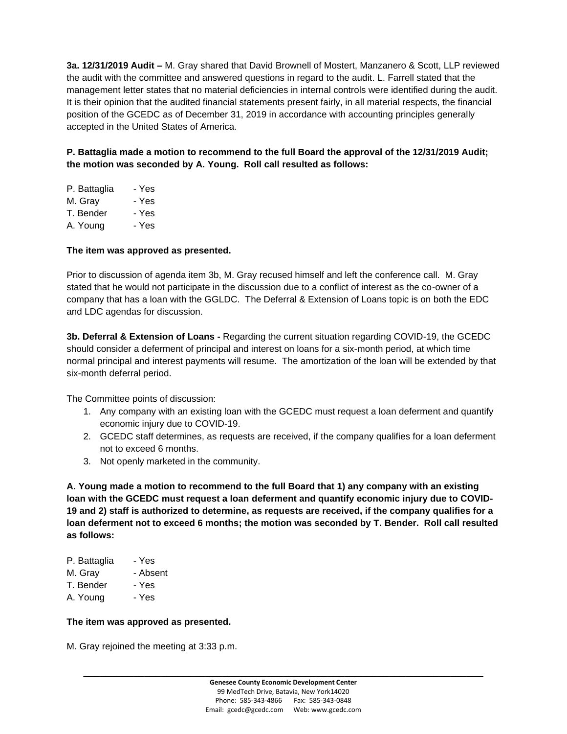**3a. 12/31/2019 Audit –** M. Gray shared that David Brownell of Mostert, Manzanero & Scott, LLP reviewed the audit with the committee and answered questions in regard to the audit. L. Farrell stated that the management letter states that no material deficiencies in internal controls were identified during the audit. It is their opinion that the audited financial statements present fairly, in all material respects, the financial position of the GCEDC as of December 31, 2019 in accordance with accounting principles generally accepted in the United States of America.

**P. Battaglia made a motion to recommend to the full Board the approval of the 12/31/2019 Audit; the motion was seconded by A. Young. Roll call resulted as follows:**

P. Battaglia - Yes
M. Gray - Yes
T. Bender - Yes
A. Young - Yes

**The item was approved as presented.**

Prior to discussion of agenda item 3b, M. Gray recused himself and left the conference call. M. Gray stated that he would not participate in the discussion due to a conflict of interest as the co-owner of a company that has a loan with the GGLDC. The Deferral & Extension of Loans topic is on both the EDC and LDC agendas for discussion.

**3b. Deferral & Extension of Loans -** Regarding the current situation regarding COVID-19, the GCEDC should consider a deferment of principal and interest on loans for a six-month period, at which time normal principal and interest payments will resume. The amortization of the loan will be extended by that six-month deferral period.

The Committee points of discussion:

1. Any company with an existing loan with the GCEDC must request a loan deferment and quantify economic injury due to COVID-19.
2. GCEDC staff determines, as requests are received, if the company qualifies for a loan deferment not to exceed 6 months.
3. Not openly marketed in the community.

**A. Young made a motion to recommend to the full Board that 1) any company with an existing loan with the GCEDC must request a loan deferment and quantify economic injury due to COVID-19 and 2) staff is authorized to determine, as requests are received, if the company qualifies for a loan deferment not to exceed 6 months; the motion was seconded by T. Bender. Roll call resulted as follows:**

P. Battaglia - Yes
M. Gray - Absent
T. Bender - Yes
A. Young - Yes

**The item was approved as presented.**

M. Gray rejoined the meeting at 3:33 p.m.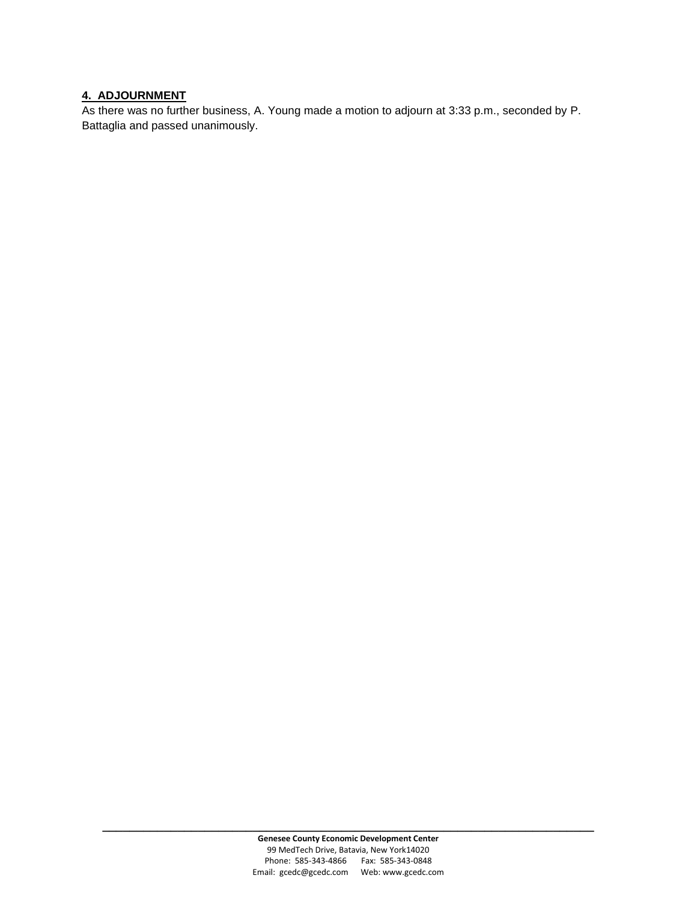**4. ADJOURNMENT**

As there was no further business, A. Young made a motion to adjourn at 3:33 p.m., seconded by P. Battaglia and passed unanimously.